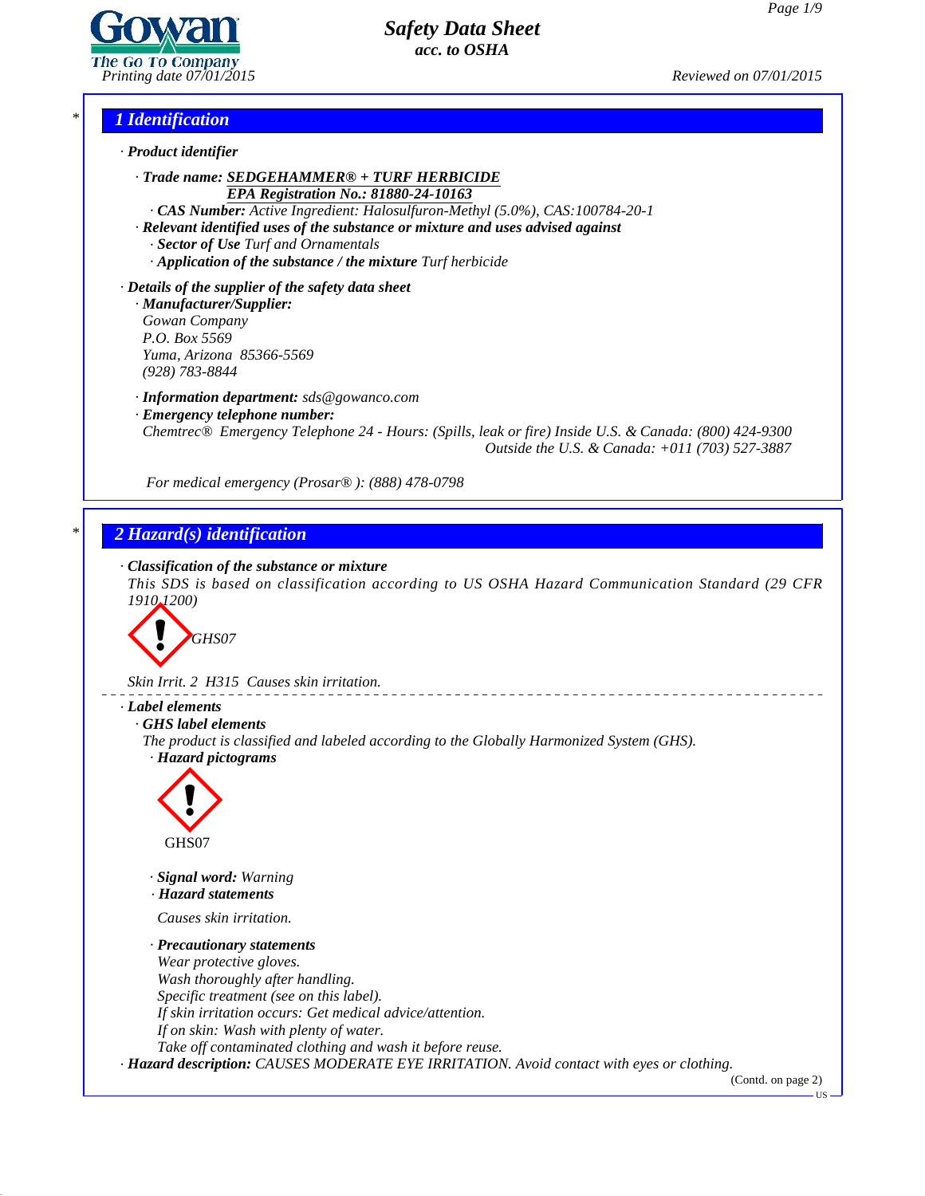# Safety Data Sheet
*acc. to OSHA*

Printing date 07/01/2015 — Reviewed on 07/01/2015

## 1 Identification

· **Product identifier**

· **Trade name: SEDGEHAMMER® + TURF HERBICIDE**
**EPA Registration No.: 81880-24-10163**
· **CAS Number:** Active Ingredient: Halosulfuron-Methyl (5.0%), CAS:100784-20-1
· **Relevant identified uses of the substance or mixture and uses advised against**
· **Sector of Use** Turf and Ornamentals
· **Application of the substance / the mixture** Turf herbicide

· **Details of the supplier of the safety data sheet**
· **Manufacturer/Supplier:**
Gowan Company
P.O. Box 5569
Yuma, Arizona 85366-5569
(928) 783-8844

· **Information department:** sds@gowanco.com
· **Emergency telephone number:**
Chemtrec® Emergency Telephone 24 - Hours: (Spills, leak or fire) Inside U.S. & Canada: (800) 424-9300
Outside the U.S. & Canada: +011 (703) 527-3887

For medical emergency (Prosar® ): (888) 478-0798

## 2 Hazard(s) identification

· **Classification of the substance or mixture**
This SDS is based on classification according to US OSHA Hazard Communication Standard (29 CFR 1910.1200)

GHS07

Skin Irrit. 2 H315 Causes skin irritation.

· **Label elements**
· **GHS label elements**
The product is classified and labeled according to the Globally Harmonized System (GHS).
· **Hazard pictograms**

GHS07

· **Signal word:** Warning
· **Hazard statements**

Causes skin irritation.

· **Precautionary statements**
Wear protective gloves.
Wash thoroughly after handling.
Specific treatment (see on this label).
If skin irritation occurs: Get medical advice/attention.
If on skin: Wash with plenty of water.
Take off contaminated clothing and wash it before reuse.
· **Hazard description:** CAUSES MODERATE EYE IRRITATION. Avoid contact with eyes or clothing.

(Contd. on page 2)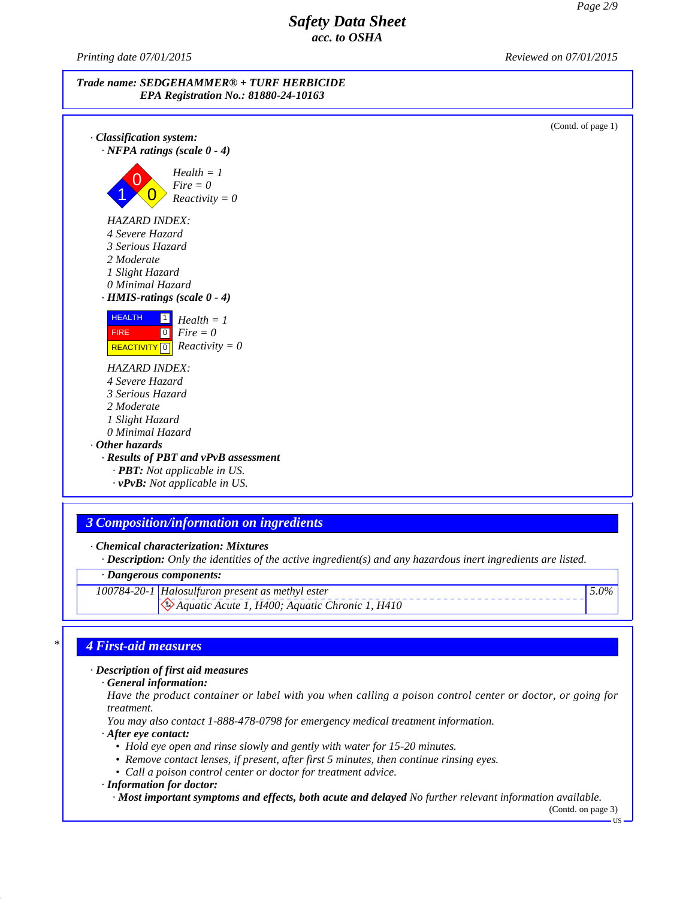**Safety Data Sheet**
*acc. to OSHA*

*Printing date 07/01/2015* *Reviewed on 07/01/2015*

**Trade name: SEDGEHAMMER® + TURF HERBICIDE**
**EPA Registration No.: 81880-24-10163**

(Contd. of page 1)

· **Classification system:**
· **NFPA ratings (scale 0 - 4)**

Health = 1
Fire = 0
Reactivity = 0

HAZARD INDEX:
4 Severe Hazard
3 Serious Hazard
2 Moderate
1 Slight Hazard
0 Minimal Hazard

· **HMIS-ratings (scale 0 - 4)**

| | | |
|---|---|---|
| HEALTH | 1 | Health = 1 |
| FIRE | 0 | Fire = 0 |
| REACTIVITY | 0 | Reactivity = 0 |

HAZARD INDEX:
4 Severe Hazard
3 Serious Hazard
2 Moderate
1 Slight Hazard
0 Minimal Hazard

· **Other hazards**
· **Results of PBT and vPvB assessment**
· **PBT:** Not applicable in US.
· **vPvB:** Not applicable in US.

## 3 Composition/information on ingredients

· **Chemical characterization: Mixtures**
· **Description:** Only the identities of the active ingredient(s) and any hazardous inert ingredients are listed.

· **Dangerous components:**

| | | |
|---|---|---|
| 100784-20-1 | Halosulfuron present as methyl ester<br>Aquatic Acute 1, H400; Aquatic Chronic 1, H410 | 5.0% |

## 4 First-aid measures

· **Description of first aid measures**
· **General information:**
Have the product container or label with you when calling a poison control center or doctor, or going for treatment.
You may also contact 1-888-478-0798 for emergency medical treatment information.
· **After eye contact:**
- Hold eye open and rinse slowly and gently with water for 15-20 minutes.
- Remove contact lenses, if present, after first 5 minutes, then continue rinsing eyes.
- Call a poison control center or doctor for treatment advice.

· **Information for doctor:**
· **Most important symptoms and effects, both acute and delayed** No further relevant information available.

(Contd. on page 3)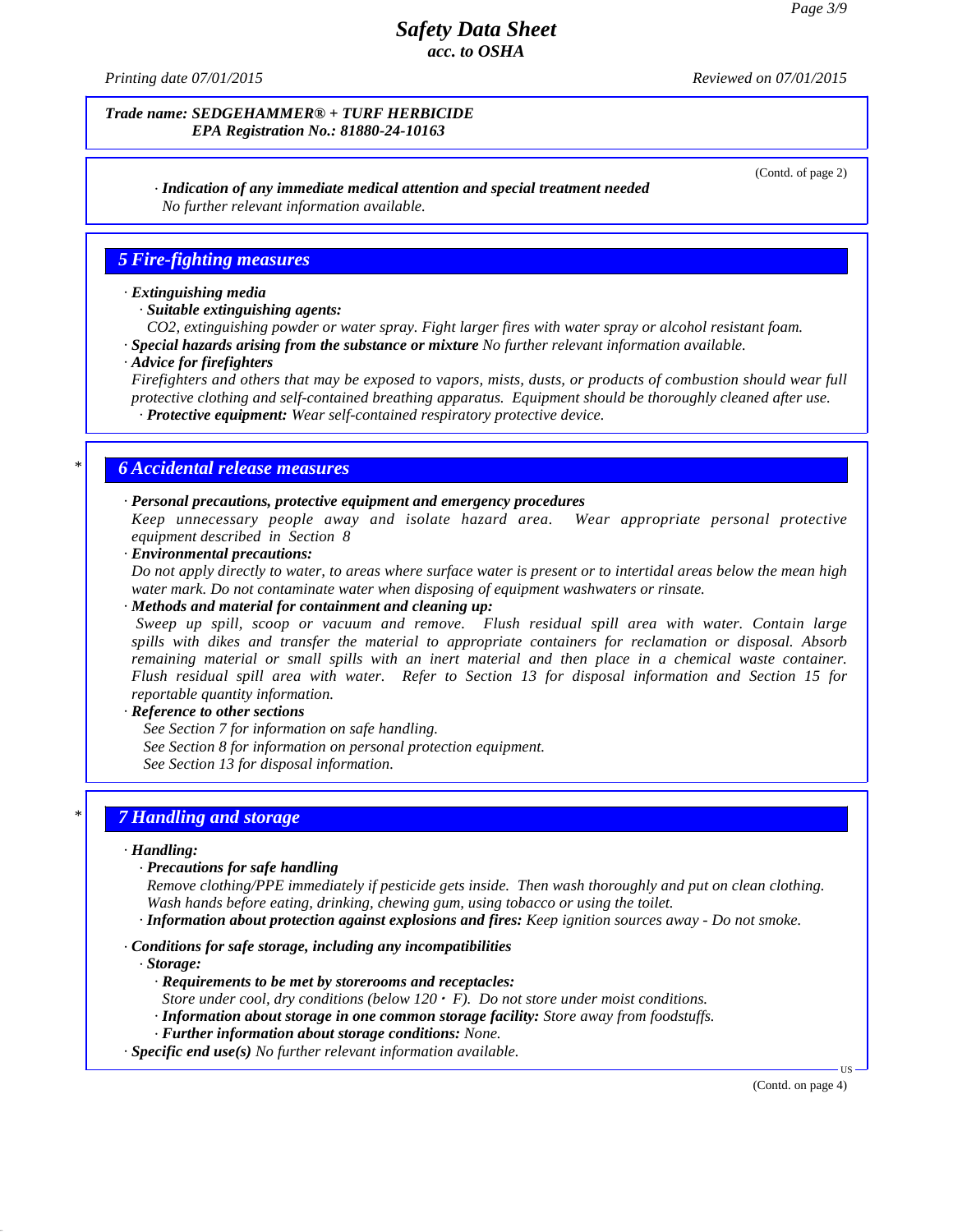*Trade name: SEDGEHAMMER® + TURF HERBICIDE*
*EPA Registration No.: 81880-24-10163*

(Contd. of page 2)

· ***Indication of any immediate medical attention and special treatment needed***
*No further relevant information available.*

## 5 Fire-fighting measures

· ***Extinguishing media***
· ***Suitable extinguishing agents:***
*$CO_2$, extinguishing powder or water spray. Fight larger fires with water spray or alcohol resistant foam.*
· ***Special hazards arising from the substance or mixture*** *No further relevant information available.*
· ***Advice for firefighters***
*Firefighters and others that may be exposed to vapors, mists, dusts, or products of combustion should wear full protective clothing and self-contained breathing apparatus. Equipment should be thoroughly cleaned after use.*
· ***Protective equipment:*** *Wear self-contained respiratory protective device.*

## * 6 Accidental release measures

· ***Personal precautions, protective equipment and emergency procedures***
*Keep unnecessary people away and isolate hazard area. Wear appropriate personal protective equipment described in Section 8*
· ***Environmental precautions:***
*Do not apply directly to water, to areas where surface water is present or to intertidal areas below the mean high water mark. Do not contaminate water when disposing of equipment washwaters or rinsate.*
· ***Methods and material for containment and cleaning up:***
*Sweep up spill, scoop or vacuum and remove. Flush residual spill area with water. Contain large spills with dikes and transfer the material to appropriate containers for reclamation or disposal. Absorb remaining material or small spills with an inert material and then place in a chemical waste container. Flush residual spill area with water. Refer to Section 13 for disposal information and Section 15 for reportable quantity information.*
· ***Reference to other sections***
*See Section 7 for information on safe handling.*
*See Section 8 for information on personal protection equipment.*
*See Section 13 for disposal information.*

## * 7 Handling and storage

· ***Handling:***
· ***Precautions for safe handling***
*Remove clothing/PPE immediately if pesticide gets inside. Then wash thoroughly and put on clean clothing. Wash hands before eating, drinking, chewing gum, using tobacco or using the toilet.*
· ***Information about protection against explosions and fires:*** *Keep ignition sources away - Do not smoke.*

· ***Conditions for safe storage, including any incompatibilities***
· ***Storage:***
· ***Requirements to be met by storerooms and receptacles:***
*Store under cool, dry conditions (below 120 · F). Do not store under moist conditions.*
· ***Information about storage in one common storage facility:*** *Store away from foodstuffs.*
· ***Further information about storage conditions:*** *None.*
· ***Specific end use(s)*** *No further relevant information available.*

(Contd. on page 4)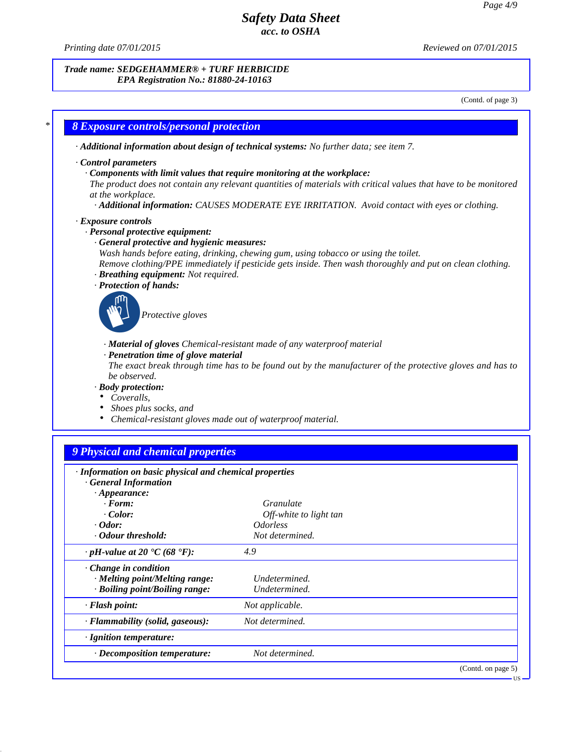**Trade name: SEDGEHAMMER® + TURF HERBICIDE**
**EPA Registration No.: 81880-24-10163**

(Contd. of page 3)

## 8 Exposure controls/personal protection

· **Additional information about design of technical systems:** No further data; see item 7.

· **Control parameters**
· **Components with limit values that require monitoring at the workplace:**
The product does not contain any relevant quantities of materials with critical values that have to be monitored at the workplace.
· **Additional information:** CAUSES MODERATE EYE IRRITATION. Avoid contact with eyes or clothing.

· **Exposure controls**
· **Personal protective equipment:**
· **General protective and hygienic measures:**
Wash hands before eating, drinking, chewing gum, using tobacco or using the toilet.
Remove clothing/PPE immediately if pesticide gets inside. Then wash thoroughly and put on clean clothing.
· **Breathing equipment:** Not required.
· **Protection of hands:**

Protective gloves

· **Material of gloves** Chemical-resistant made of any waterproof material
· **Penetration time of glove material**
The exact break through time has to be found out by the manufacturer of the protective gloves and has to be observed.
· **Body protection:**
- Coveralls,
- Shoes plus socks, and
- Chemical-resistant gloves made out of waterproof material.

## 9 Physical and chemical properties

| · Information on basic physical and chemical properties | |
|---|---|
| · General Information | |
| · Appearance: | |
| · Form: | Granulate |
| · Color: | Off-white to light tan |
| · Odor: | Odorless |
| · Odour threshold: | Not determined. |
| · pH-value at 20 °C (68 °F): | 4.9 |
| · Change in condition | |
| · Melting point/Melting range: | Undetermined. |
| · Boiling point/Boiling range: | Undetermined. |
| · Flash point: | Not applicable. |
| · Flammability (solid, gaseous): | Not determined. |
| · Ignition temperature: | |
| · Decomposition temperature: | Not determined. |

(Contd. on page 5)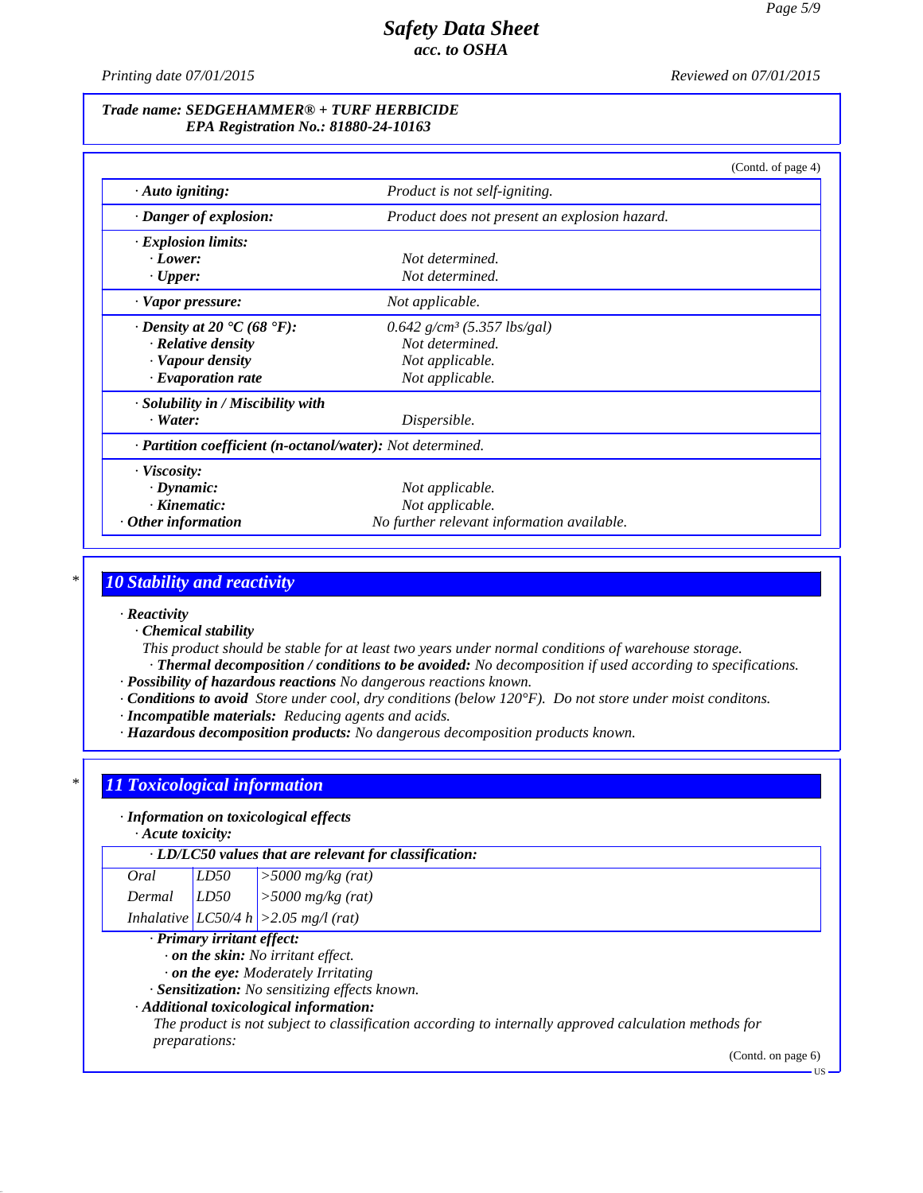**Trade name: SEDGEHAMMER® + TURF HERBICIDE**
**EPA Registration No.: 81880-24-10163**

(Contd. of page 4)

| | |
|---|---|
| · **Auto igniting:** | Product is not self-igniting. |
| · **Danger of explosion:** | Product does not present an explosion hazard. |
| · **Explosion limits:** | |
| · **Lower:** | Not determined. |
| · **Upper:** | Not determined. |
| · **Vapor pressure:** | Not applicable. |
| · **Density at 20 °C (68 °F):** | 0.642 g/cm³ (5.357 lbs/gal) |
| · **Relative density** | Not determined. |
| · **Vapour density** | Not applicable. |
| · **Evaporation rate** | Not applicable. |
| · **Solubility in / Miscibility with** | |
| · **Water:** | Dispersible. |
| · **Partition coefficient (n-octanol/water):** | Not determined. |
| · **Viscosity:** | |
| · **Dynamic:** | Not applicable. |
| · **Kinematic:** | Not applicable. |
| · **Other information** | No further relevant information available. |

## 10 Stability and reactivity

· **Reactivity**
· **Chemical stability**
This product should be stable for at least two years under normal conditions of warehouse storage.
· **Thermal decomposition / conditions to be avoided:** No decomposition if used according to specifications.
· **Possibility of hazardous reactions** No dangerous reactions known.
· **Conditions to avoid** Store under cool, dry conditions (below 120°F). Do not store under moist conditons.
· **Incompatible materials:** Reducing agents and acids.
· **Hazardous decomposition products:** No dangerous decomposition products known.

## 11 Toxicological information

· **Information on toxicological effects**
· **Acute toxicity:**

| · **LD/LC50 values that are relevant for classification:** | | |
|---|---|---|
| Oral | LD50 | >5000 mg/kg (rat) |
| Dermal | LD50 | >5000 mg/kg (rat) |
| Inhalative | LC50/4 h | >2.05 mg/l (rat) |

· **Primary irritant effect:**
· **on the skin:** No irritant effect.
· **on the eye:** Moderately Irritating
· **Sensitization:** No sensitizing effects known.
· **Additional toxicological information:**
The product is not subject to classification according to internally approved calculation methods for preparations:

(Contd. on page 6)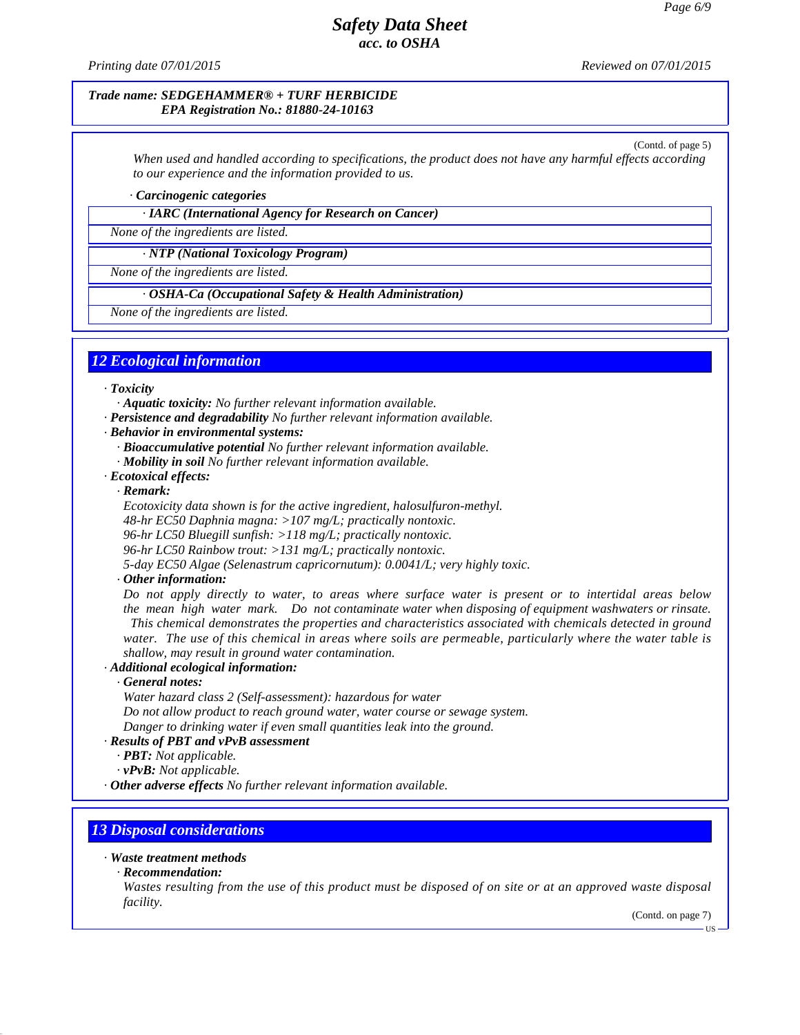**Trade name: SEDGEHAMMER® + TURF HERBICIDE**
**EPA Registration No.: 81880-24-10163**

(Contd. of page 5)

*When used and handled according to specifications, the product does not have any harmful effects according to our experience and the information provided to us.*

· **Carcinogenic categories**

| · IARC (International Agency for Research on Cancer) |
| --- |
| None of the ingredients are listed. |

| · NTP (National Toxicology Program) |
| --- |
| None of the ingredients are listed. |

| · OSHA-Ca (Occupational Safety & Health Administration) |
| --- |
| None of the ingredients are listed. |

## 12 Ecological information

· **Toxicity**
· **Aquatic toxicity:** No further relevant information available.
· **Persistence and degradability** No further relevant information available.
· **Behavior in environmental systems:**
· **Bioaccumulative potential** No further relevant information available.
· **Mobility in soil** No further relevant information available.
· **Ecotoxical effects:**
· **Remark:**
Ecotoxicity data shown is for the active ingredient, halosulfuron-methyl.
48-hr EC50 Daphnia magna: >107 mg/L; practically nontoxic.
96-hr LC50 Bluegill sunfish: >118 mg/L; practically nontoxic.
96-hr LC50 Rainbow trout: >131 mg/L; practically nontoxic.
5-day EC50 Algae (Selenastrum capricornutum): 0.0041/L; very highly toxic.
· **Other information:**
Do not apply directly to water, to areas where surface water is present or to intertidal areas below the mean high water mark. Do not contaminate water when disposing of equipment washwaters or rinsate. This chemical demonstrates the properties and characteristics associated with chemicals detected in ground water. The use of this chemical in areas where soils are permeable, particularly where the water table is shallow, may result in ground water contamination.
· **Additional ecological information:**
· **General notes:**
Water hazard class 2 (Self-assessment): hazardous for water
Do not allow product to reach ground water, water course or sewage system.
Danger to drinking water if even small quantities leak into the ground.
· **Results of PBT and vPvB assessment**
· **PBT:** Not applicable.
· **vPvB:** Not applicable.
· **Other adverse effects** No further relevant information available.

## 13 Disposal considerations

· **Waste treatment methods**
· **Recommendation:**
Wastes resulting from the use of this product must be disposed of on site or at an approved waste disposal facility.

(Contd. on page 7)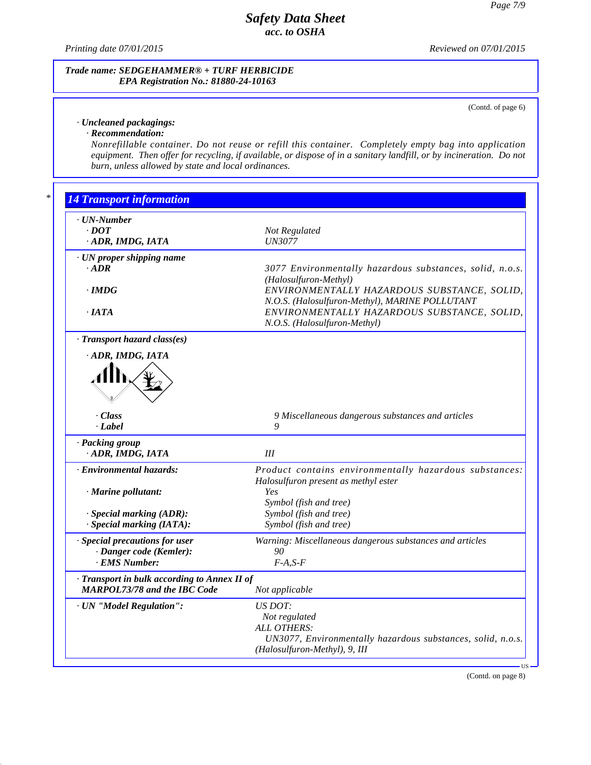**Trade name: SEDGEHAMMER® + TURF HERBICIDE**
**EPA Registration No.: 81880-24-10163**

(Contd. of page 6)

· **Uncleaned packagings:**
· **Recommendation:**
Nonrefillable container. Do not reuse or refill this container. Completely empty bag into application equipment. Then offer for recycling, if available, or dispose of in a sanitary landfill, or by incineration. Do not burn, unless allowed by state and local ordinances.

## 14 Transport information

· **UN-Number**
· **DOT** — Not Regulated
· **ADR, IMDG, IATA** — UN3077

· **UN proper shipping name**
· **ADR** — 3077 Environmentally hazardous substances, solid, n.o.s. (Halosulfuron-Methyl)
· **IMDG** — ENVIRONMENTALLY HAZARDOUS SUBSTANCE, SOLID, N.O.S. (Halosulfuron-Methyl), MARINE POLLUTANT
· **IATA** — ENVIRONMENTALLY HAZARDOUS SUBSTANCE, SOLID, N.O.S. (Halosulfuron-Methyl)

· **Transport hazard class(es)**

· **ADR, IMDG, IATA**

· **Class** — 9 Miscellaneous dangerous substances and articles
· **Label** — 9

· **Packing group**
· **ADR, IMDG, IATA** — III

· **Environmental hazards:** — Product contains environmentally hazardous substances: Halosulfuron present as methyl ester
· **Marine pollutant:** — Yes
Symbol (fish and tree)
· **Special marking (ADR):** — Symbol (fish and tree)
· **Special marking (IATA):** — Symbol (fish and tree)

· **Special precautions for user** — Warning: Miscellaneous dangerous substances and articles
· **Danger code (Kemler):** — 90
· **EMS Number:** — F-A,S-F

· **Transport in bulk according to Annex II of MARPOL73/78 and the IBC Code** — Not applicable

· **UN "Model Regulation":** — US DOT:
Not regulated
ALL OTHERS:
UN3077, Environmentally hazardous substances, solid, n.o.s. (Halosulfuron-Methyl), 9, III

(Contd. on page 8)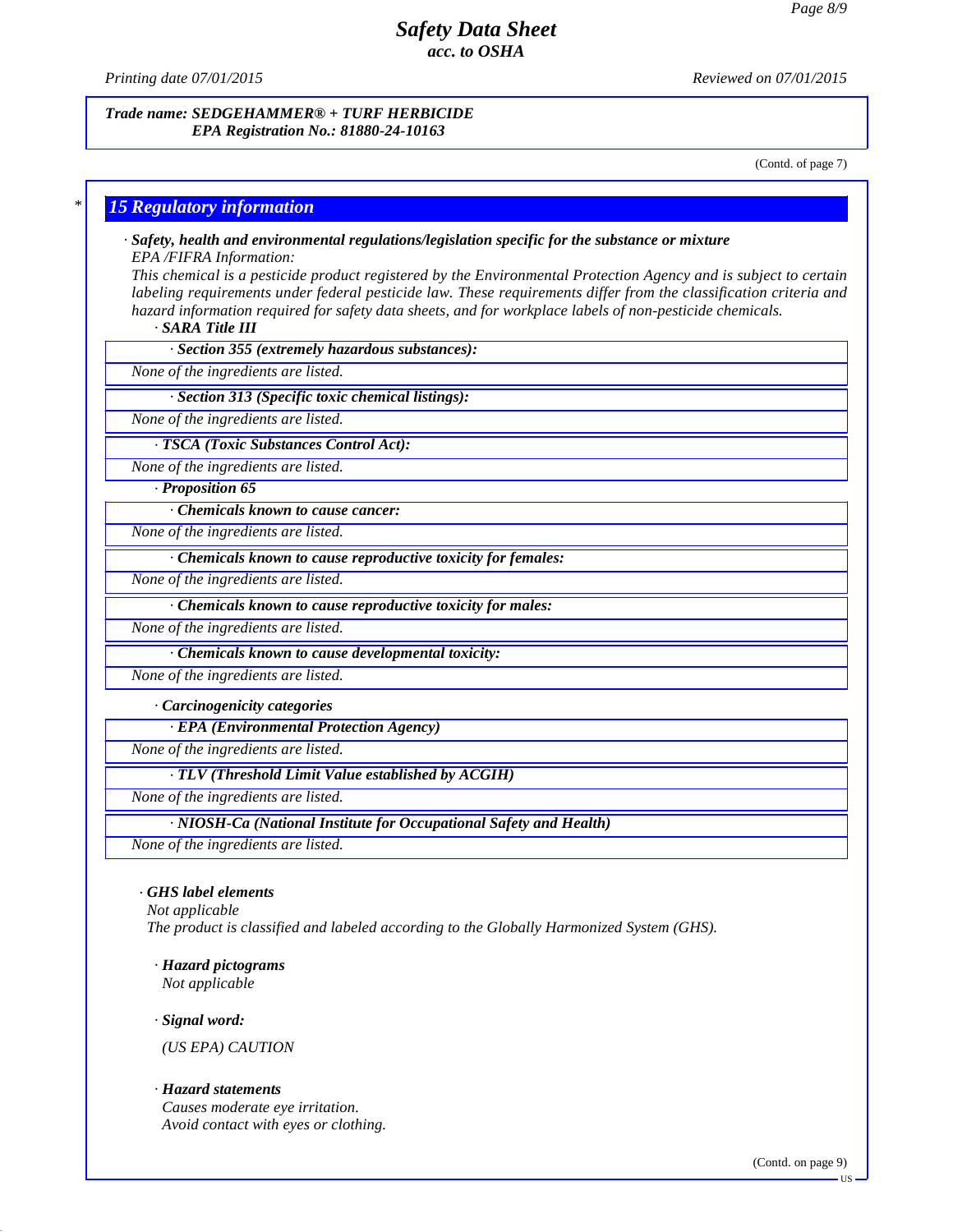Trade name: SEDGEHAMMER® + TURF HERBICIDE
EPA Registration No.: 81880-24-10163

(Contd. of page 7)

## 15 Regulatory information

· **Safety, health and environmental regulations/legislation specific for the substance or mixture**

EPA /FIFRA Information:

This chemical is a pesticide product registered by the Environmental Protection Agency and is subject to certain labeling requirements under federal pesticide law. These requirements differ from the classification criteria and hazard information required for safety data sheets, and for workplace labels of non-pesticide chemicals.

· **SARA Title III**

· **Section 355 (extremely hazardous substances):**

None of the ingredients are listed.

· **Section 313 (Specific toxic chemical listings):**

None of the ingredients are listed.

· **TSCA (Toxic Substances Control Act):**

None of the ingredients are listed.

· **Proposition 65**

· **Chemicals known to cause cancer:**

None of the ingredients are listed.

· **Chemicals known to cause reproductive toxicity for females:**

None of the ingredients are listed.

· **Chemicals known to cause reproductive toxicity for males:**

None of the ingredients are listed.

· **Chemicals known to cause developmental toxicity:**

None of the ingredients are listed.

· **Carcinogenicity categories**

· **EPA (Environmental Protection Agency)**

None of the ingredients are listed.

· **TLV (Threshold Limit Value established by ACGIH)**

None of the ingredients are listed.

· **NIOSH-Ca (National Institute for Occupational Safety and Health)**

None of the ingredients are listed.

· **GHS label elements**

Not applicable

The product is classified and labeled according to the Globally Harmonized System (GHS).

· **Hazard pictograms**

Not applicable

· **Signal word:**

(US EPA) CAUTION

· **Hazard statements**

Causes moderate eye irritation.

Avoid contact with eyes or clothing.

(Contd. on page 9)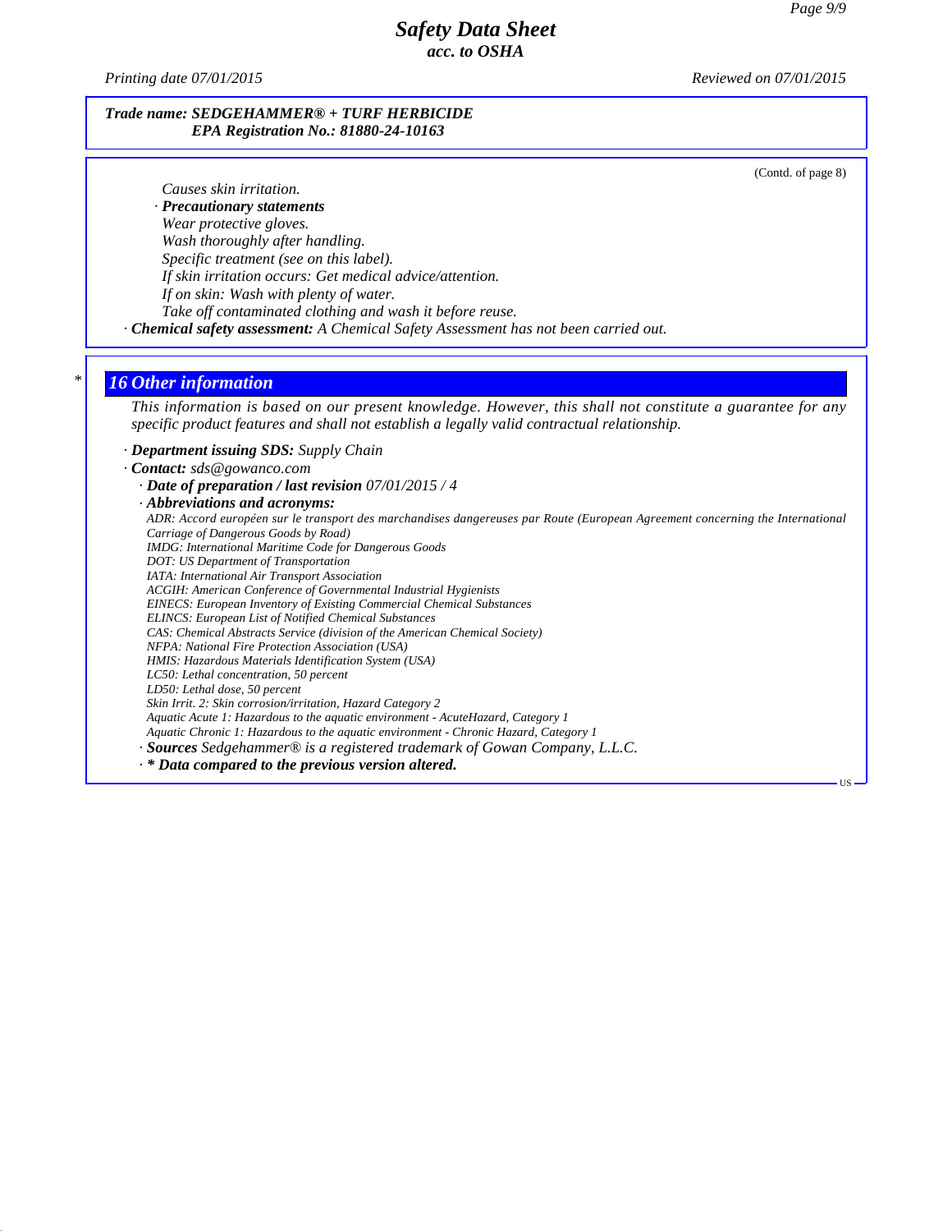**Trade name: SEDGEHAMMER® + TURF HERBICIDE**
**EPA Registration No.: 81880-24-10163**

(Contd. of page 8)

*Causes skin irritation.*

· ***Precautionary statements***

*Wear protective gloves.*
*Wash thoroughly after handling.*
*Specific treatment (see on this label).*
*If skin irritation occurs: Get medical advice/attention.*
*If on skin: Wash with plenty of water.*
*Take off contaminated clothing and wash it before reuse.*

· ***Chemical safety assessment:*** *A Chemical Safety Assessment has not been carried out.*

## * 16 Other information

*This information is based on our present knowledge. However, this shall not constitute a guarantee for any specific product features and shall not establish a legally valid contractual relationship.*

· ***Department issuing SDS:*** *Supply Chain*

· ***Contact:*** *sds@gowanco.com*

· ***Date of preparation / last revision*** *07/01/2015 / 4*

· ***Abbreviations and acronyms:***

*ADR: Accord européen sur le transport des marchandises dangereuses par Route (European Agreement concerning the International Carriage of Dangerous Goods by Road)*
*IMDG: International Maritime Code for Dangerous Goods*
*DOT: US Department of Transportation*
*IATA: International Air Transport Association*
*ACGIH: American Conference of Governmental Industrial Hygienists*
*EINECS: European Inventory of Existing Commercial Chemical Substances*
*ELINCS: European List of Notified Chemical Substances*
*CAS: Chemical Abstracts Service (division of the American Chemical Society)*
*NFPA: National Fire Protection Association (USA)*
*HMIS: Hazardous Materials Identification System (USA)*
*LC50: Lethal concentration, 50 percent*
*LD50: Lethal dose, 50 percent*
*Skin Irrit. 2: Skin corrosion/irritation, Hazard Category 2*
*Aquatic Acute 1: Hazardous to the aquatic environment - AcuteHazard, Category 1*
*Aquatic Chronic 1: Hazardous to the aquatic environment - Chronic Hazard, Category 1*

· ***Sources*** *Sedgehammer® is a registered trademark of Gowan Company, L.L.C.*

· ***\* Data compared to the previous version altered.***

US